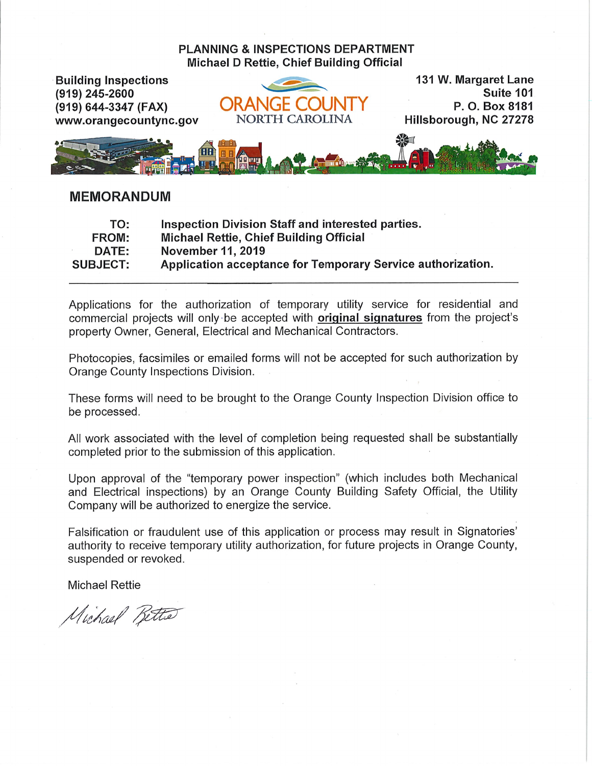**PLANNING & INSPECTIONS DEPARTMENT**
**Michael D Rettie, Chief Building Official**

**Building Inspections**
**(919) 245-2600**
**(919) 644-3347 (FAX)**
**www.orangecountync.gov**

ORANGE COUNTY
NORTH CAROLINA

**131 W. Margaret Lane**
**Suite 101**
**P. O. Box 8181**
**Hillsborough, NC 27278**

## MEMORANDUM

| | |
|---|---|
| **TO:** | **Inspection Division Staff and interested parties.** |
| **FROM:** | **Michael Rettie, Chief Building Official** |
| **DATE:** | **November 11, 2019** |
| **SUBJECT:** | **Application acceptance for Temporary Service authorization.** |

---

Applications for the authorization of temporary utility service for residential and commercial projects will only be accepted with **original signatures** from the project's property Owner, General, Electrical and Mechanical Contractors.

Photocopies, facsimiles or emailed forms will not be accepted for such authorization by Orange County Inspections Division.

These forms will need to be brought to the Orange County Inspection Division office to be processed.

All work associated with the level of completion being requested shall be substantially completed prior to the submission of this application.

Upon approval of the "temporary power inspection" (which includes both Mechanical and Electrical inspections) by an Orange County Building Safety Official, the Utility Company will be authorized to energize the service.

Falsification or fraudulent use of this application or process may result in Signatories' authority to receive temporary utility authorization, for future projects in Orange County, suspended or revoked.

Michael Rettie

*Michael Rettie*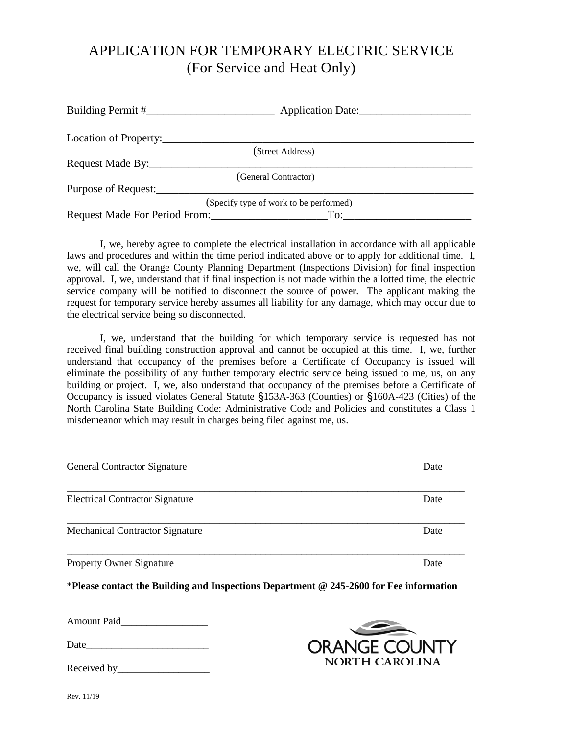# APPLICATION FOR TEMPORARY ELECTRIC SERVICE
# (For Service and Heat Only)

Building Permit #______________________ Application Date:____________________

Location of Property:_______________________________________________________
(Street Address)

Request Made By:__________________________________________________________
(General Contractor)

Purpose of Request:________________________________________________________
(Specify type of work to be performed)

Request Made For Period From:_____________________To:_______________________

I, we, hereby agree to complete the electrical installation in accordance with all applicable laws and procedures and within the time period indicated above or to apply for additional time. I, we, will call the Orange County Planning Department (Inspections Division) for final inspection approval. I, we, understand that if final inspection is not made within the allotted time, the electric service company will be notified to disconnect the source of power. The applicant making the request for temporary service hereby assumes all liability for any damage, which may occur due to the electrical service being so disconnected.

I, we, understand that the building for which temporary service is requested has not received final building construction approval and cannot be occupied at this time. I, we, further understand that occupancy of the premises before a Certificate of Occupancy is issued will eliminate the possibility of any further temporary electric service being issued to me, us, on any building or project. I, we, also understand that occupancy of the premises before a Certificate of Occupancy is issued violates General Statute §153A-363 (Counties) or §160A-423 (Cities) of the North Carolina State Building Code: Administrative Code and Policies and constitutes a Class 1 misdemeanor which may result in charges being filed against me, us.

_______________________________________________________________________________
General Contractor Signature Date

_______________________________________________________________________________
Electrical Contractor Signature Date

_______________________________________________________________________________
Mechanical Contractor Signature Date

_______________________________________________________________________________
Property Owner Signature Date

\***Please contact the Building and Inspections Department @ 245-2600 for Fee information**

Amount Paid_________________

Date________________________

Received by__________________

ORANGE COUNTY
NORTH CAROLINA

Rev. 11/19